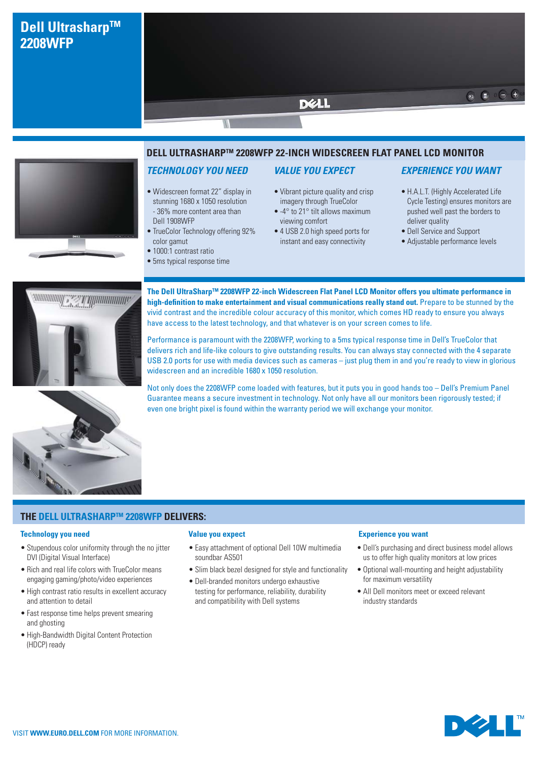# Dell Ultrasharp™ 2208WFP

## DELL ULTRASHARP™ 2208WFP 22-INCH WIDESCREEN FLAT PANEL LCD MONITOR

### *TECHNOLOGY YOU NEED*

- Widescreen format 22" display in stunning 1680 x 1050 resolution - 36% more content area than Dell 1908WFP
- TrueColor Technology offering 92% color gamut
- 1000:1 contrast ratio
- 5ms typical response time

### *VALUE YOU EXPECT*

- Vibrant picture quality and crisp imagery through TrueColor
- -4° to 21° tilt allows maximum viewing comfort
- 4 USB 2.0 high speed ports for instant and easy connectivity

### *EXPERIENCE YOU WANT*

- H.A.L.T. (Highly Accelerated Life Cycle Testing) ensures monitors are pushed well past the borders to deliver quality
- Dell Service and Support
- Adjustable performance levels

**The Dell UltraSharp™ 2208WFP 22-inch Widescreen Flat Panel LCD Monitor offers you ultimate performance in high-definition to make entertainment and visual communications really stand out.** Prepare to be stunned by the vivid contrast and the incredible colour accuracy of this monitor, which comes HD ready to ensure you always have access to the latest technology, and that whatever is on your screen comes to life.

Performance is paramount with the 2208WFP, working to a 5ms typical response time in Dell's TrueColor that delivers rich and life-like colours to give outstanding results. You can always stay connected with the 4 separate USB 2.0 ports for use with media devices such as cameras – just plug them in and you're ready to view in glorious widescreen and an incredible 1680 x 1050 resolution.

Not only does the 2208WFP come loaded with features, but it puts you in good hands too – Dell's Premium Panel Guarantee means a secure investment in technology. Not only have all our monitors been rigorously tested; if even one bright pixel is found within the warranty period we will exchange your monitor.

## THE DELL ULTRASHARP™ 2208WFP DELIVERS:

### Technology you need

- Stupendous color uniformity through the no jitter DVI (Digital Visual Interface)
- Rich and real life colors with TrueColor means engaging gaming/photo/video experiences
- High contrast ratio results in excellent accuracy and attention to detail
- Fast response time helps prevent smearing and ghosting
- High-Bandwidth Digital Content Protection (HDCP) ready

### Value you expect

- Easy attachment of optional Dell 10W multimedia soundbar AS501
- Slim black bezel designed for style and functionality
- Dell-branded monitors undergo exhaustive testing for performance, reliability, durability and compatibility with Dell systems

### Experience you want

- Dell's purchasing and direct business model allows us to offer high quality monitors at low prices
- Optional wall-mounting and height adjustability for maximum versatility
- All Dell monitors meet or exceed relevant industry standards

VISIT **WWW.EURO.DELL.COM** FOR MORE INFORMATION.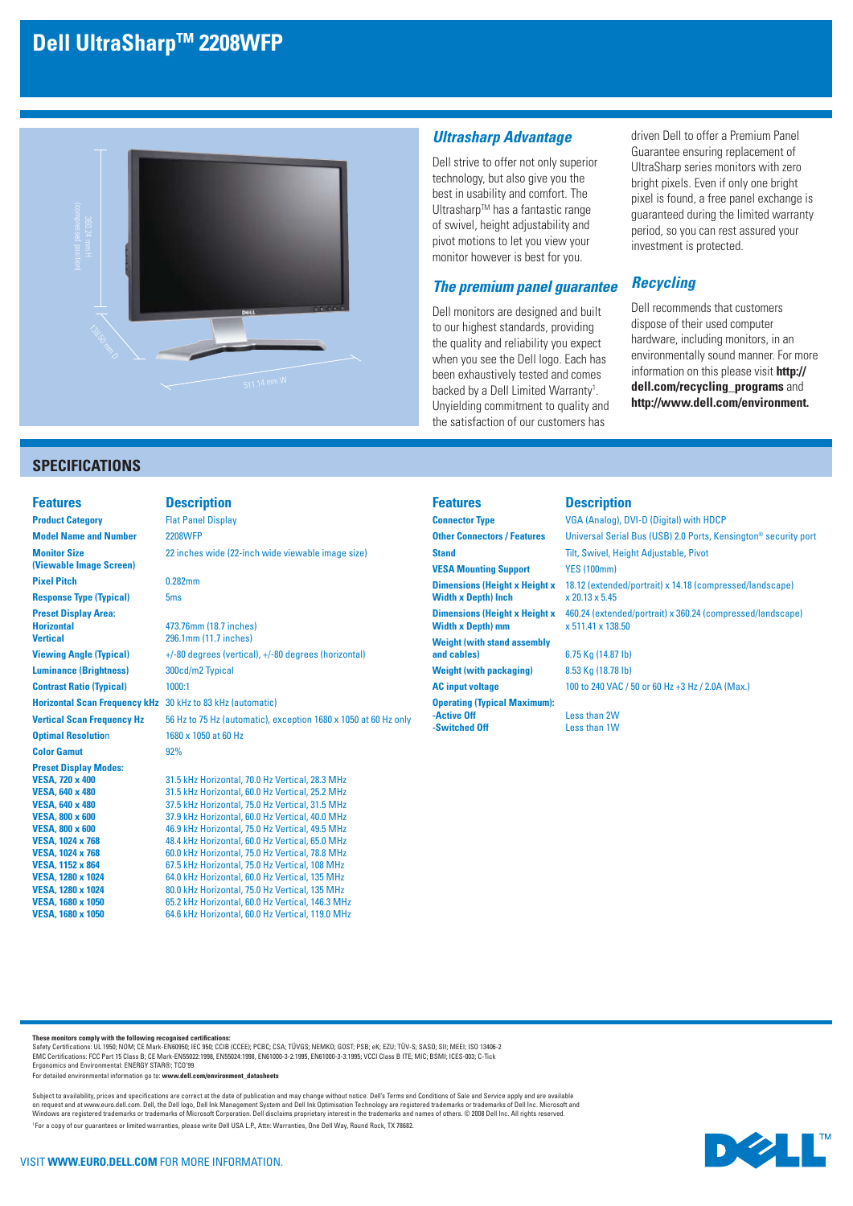# Dell UltraSharp™ 2208WFP

360.24 mm H
(compressed position)

138.50 mm D

511.14 mm W

### *Ultrasharp Advantage*

Dell strive to offer not only superior technology, but also give you the best in usability and comfort. The Ultrasharp™ has a fantastic range of swivel, height adjustability and pivot motions to let you view your monitor however is best for you.

### *The premium panel guarantee*

Dell monitors are designed and built to our highest standards, providing the quality and reliability you expect when you see the Dell logo. Each has been exhaustively tested and comes backed by a Dell Limited Warranty[1]. Unyielding commitment to quality and the satisfaction of our customers has driven Dell to offer a Premium Panel Guarantee ensuring replacement of UltraSharp series monitors with zero bright pixels. Even if only one bright pixel is found, a free panel exchange is guaranteed during the limited warranty period, so you can rest assured your investment is protected.

### *Recycling*

Dell recommends that customers dispose of their used computer hardware, including monitors, in an environmentally sound manner. For more information on this please visit **http://dell.com/recycling_programs** and **http://www.dell.com/environment.**

## SPECIFICATIONS

| Features | Description |
|---|---|
| Product Category | Flat Panel Display |
| Model Name and Number | 2208WFP |
| Monitor Size (Viewable Image Screen) | 22 inches wide (22-inch wide viewable image size) |
| Pixel Pitch | 0.282mm |
| Response Type (Typical) | 5ms |
| Preset Display Area: | |
| Horizontal | 473.76mm (18.7 inches) |
| Vertical | 296.1mm (11.7 inches) |
| Viewing Angle (Typical) | +/-80 degrees (vertical), +/-80 degrees (horizontal) |
| Luminance (Brightness) | 300cd/m2 Typical |
| Contrast Ratio (Typical) | 1000:1 |
| Horizontal Scan Frequency kHz | 30 kHz to 83 kHz (automatic) |
| Vertical Scan Frequency Hz | 56 Hz to 75 Hz (automatic), exception 1680 x 1050 at 60 Hz only |
| Optimal Resolution | 1680 x 1050 at 60 Hz |
| Color Gamut | 92% |
| Preset Display Modes: | |
| VESA, 720 x 400 | 31.5 kHz Horizontal, 70.0 Hz Vertical, 28.3 MHz |
| VESA, 640 x 480 | 31.5 kHz Horizontal, 60.0 Hz Vertical, 25.2 MHz |
| VESA, 640 x 480 | 37.5 kHz Horizontal, 75.0 Hz Vertical, 31.5 MHz |
| VESA, 800 x 600 | 37.9 kHz Horizontal, 60.0 Hz Vertical, 40.0 MHz |
| VESA, 800 x 600 | 46.9 kHz Horizontal, 75.0 Hz Vertical, 49.5 MHz |
| VESA, 1024 x 768 | 48.4 kHz Horizontal, 60.0 Hz Vertical, 65.0 MHz |
| VESA, 1024 x 768 | 60.0 kHz Horizontal, 75.0 Hz Vertical, 78.8 MHz |
| VESA, 1152 x 864 | 67.5 kHz Horizontal, 75.0 Hz Vertical, 108 MHz |
| VESA, 1280 x 1024 | 64.0 kHz Horizontal, 60.0 Hz Vertical, 135 MHz |
| VESA, 1280 x 1024 | 80.0 kHz Horizontal, 75.0 Hz Vertical, 135 MHz |
| VESA, 1680 x 1050 | 65.2 kHz Horizontal, 60.0 Hz Vertical, 146.3 MHz |
| VESA, 1680 x 1050 | 64.6 kHz Horizontal, 60.0 Hz Vertical, 119.0 MHz |

| Features | Description |
|---|---|
| Connector Type | VGA (Analog), DVI-D (Digital) with HDCP |
| Other Connectors / Features | Universal Serial Bus (USB) 2.0 Ports, Kensington® security port |
| Stand | Tilt, Swivel, Height Adjustable, Pivot |
| VESA Mounting Support | YES (100mm) |
| Dimensions (Height x Height x Width x Depth) Inch | 18.12 (extended/portrait) x 14.18 (compressed/landscape) x 20.13 x 5.45 |
| Dimensions (Height x Height x Width x Depth) mm | 460.24 (extended/portrait) x 360.24 (compressed/landscape) x 511.41 x 138.50 |
| Weight (with stand assembly and cables) | 6.75 Kg (14.87 lb) |
| Weight (with packaging) | 8.53 Kg (18.78 lb) |
| AC input voltage | 100 to 240 VAC / 50 or 60 Hz +3 Hz / 2.0A (Max.) |
| Operating (Typical Maximum): | |
| -Active Off | Less than 2W |
| -Switched Off | Less than 1W |

**These monitors comply with the following recognised certifications:**
Safety Certifications: UL 1950; NOM; CE Mark-EN60950; IEC 950, CCIB (CCEE); PCBC; CSA; TÜVGS; NEMKO; GOST; PSB; eK; EZU; TÜV-S; SASO; SII; MEEI; ISO 13406-2
EMC Certifications: FCC Part 15 Class B; CE Mark-EN55022:1998, EN55024:1998, EN61000-3-2:1995, EN61000-3-3:1995; VCCI Class B ITE; MIC; BSMI; ICES-003; C-Tick
Ergonomics and Environmental: ENERGY STAR®; TCO'99
For detailed environmental information go to: **www.dell.com/environment_datasheets**

Subject to availability, prices and specifications are correct at the date of publication and may change without notice. Dell's Terms and Conditions of Sale and Service apply and are available on request and at www.euro.dell.com. Dell, the Dell logo, Dell Ink Management System and Dell Ink Optimisation Technology are registered trademarks or trademarks of Dell Inc. Microsoft and Windows are registered trademarks or trademarks of Microsoft Corporation. Dell disclaims proprietary interest in the trademarks and names of others. © 2008 Dell Inc. All rights reserved.

[1]For a copy of our guarantees or limited warranties, please write Dell USA L.P., Attn: Warranties, One Dell Way, Round Rock, TX 78682.

VISIT **WWW.EURO.DELL.COM** FOR MORE INFORMATION.